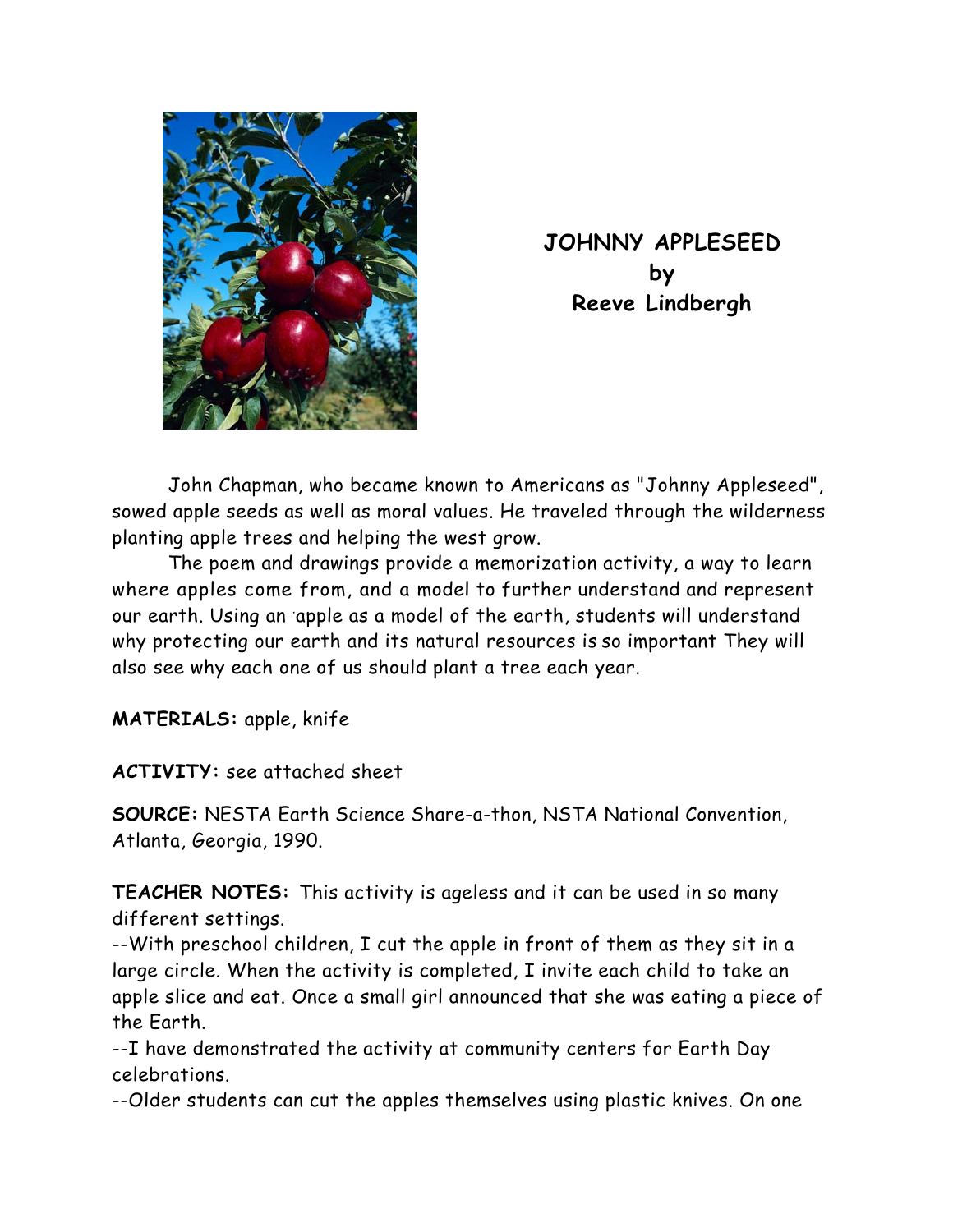# JOHNNY APPLESEED
## by
## Reeve Lindbergh

John Chapman, who became known to Americans as "Johnny Appleseed", sowed apple seeds as well as moral values. He traveled through the wilderness planting apple trees and helping the west grow.

The poem and drawings provide a memorization activity, a way to learn where apples come from, and a model to further understand and represent our earth. Using an apple as a model of the earth, students will understand why protecting our earth and its natural resources is so important They will also see why each one of us should plant a tree each year.

**MATERIALS:** apple, knife

**ACTIVITY:** see attached sheet

**SOURCE:** NESTA Earth Science Share-a-thon, NSTA National Convention, Atlanta, Georgia, 1990.

**TEACHER NOTES:** This activity is ageless and it can be used in so many different settings.
--With preschool children, I cut the apple in front of them as they sit in a large circle. When the activity is completed, I invite each child to take an apple slice and eat. Once a small girl announced that she was eating a piece of the Earth.
--I have demonstrated the activity at community centers for Earth Day celebrations.
--Older students can cut the apples themselves using plastic knives. On one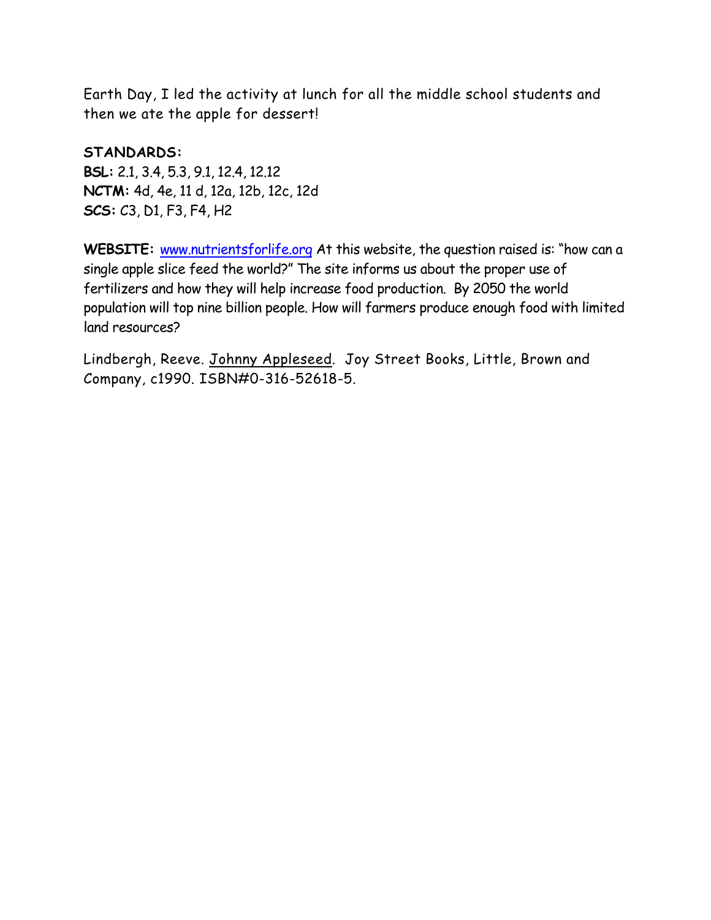Earth Day, I led the activity at lunch for all the middle school students and then we ate the apple for dessert!

**STANDARDS:**
**BSL:** 2.1, 3.4, 5.3, 9.1, 12.4, 12.12
**NCTM:** 4d, 4e, 11 d, 12a, 12b, 12c, 12d
**SCS:** C3, D1, F3, F4, H2

**WEBSITE:** www.nutrientsforlife.org At this website, the question raised is: "how can a single apple slice feed the world?" The site informs us about the proper use of fertilizers and how they will help increase food production. By 2050 the world population will top nine billion people. How will farmers produce enough food with limited land resources?

Lindbergh, Reeve. Johnny Appleseed. Joy Street Books, Little, Brown and Company, c1990. ISBN#0-316-52618-5.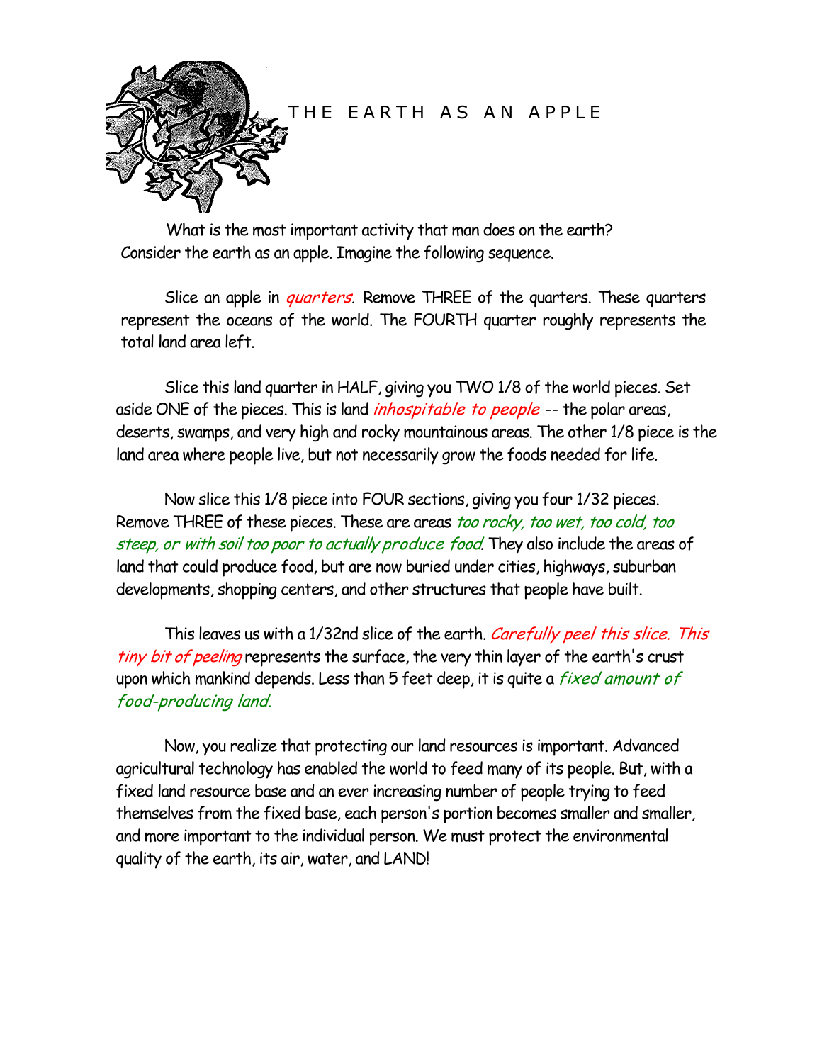# THE EARTH AS AN APPLE

What is the most important activity that man does on the earth? Consider the earth as an apple. Imagine the following sequence.

Slice an apple in *quarters.* Remove THREE of the quarters. These quarters represent the oceans of the world. The FOURTH quarter roughly represents the total land area left.

Slice this land quarter in HALF, giving you TWO 1/8 of the world pieces. Set aside ONE of the pieces. This is land *inhospitable to people* -- the polar areas, deserts, swamps, and very high and rocky mountainous areas. The other 1/8 piece is the land area where people live, but not necessarily grow the foods needed for life.

Now slice this 1/8 piece into FOUR sections, giving you four 1/32 pieces. Remove THREE of these pieces. These are areas *too rocky, too wet, too cold, too steep, or with soil too poor to actually produce food.* They also include the areas of land that could produce food, but are now buried under cities, highways, suburban developments, shopping centers, and other structures that people have built.

This leaves us with a 1/32nd slice of the earth. *Carefully peel this slice. This tiny bit of peeling* represents the surface, the very thin layer of the earth's crust upon which mankind depends. Less than 5 feet deep, it is quite a *fixed amount of food-producing land.*

Now, you realize that protecting our land resources is important. Advanced agricultural technology has enabled the world to feed many of its people. But, with a fixed land resource base and an ever increasing number of people trying to feed themselves from the fixed base, each person's portion becomes smaller and smaller, and more important to the individual person. We must protect the environmental quality of the earth, its air, water, and LAND!